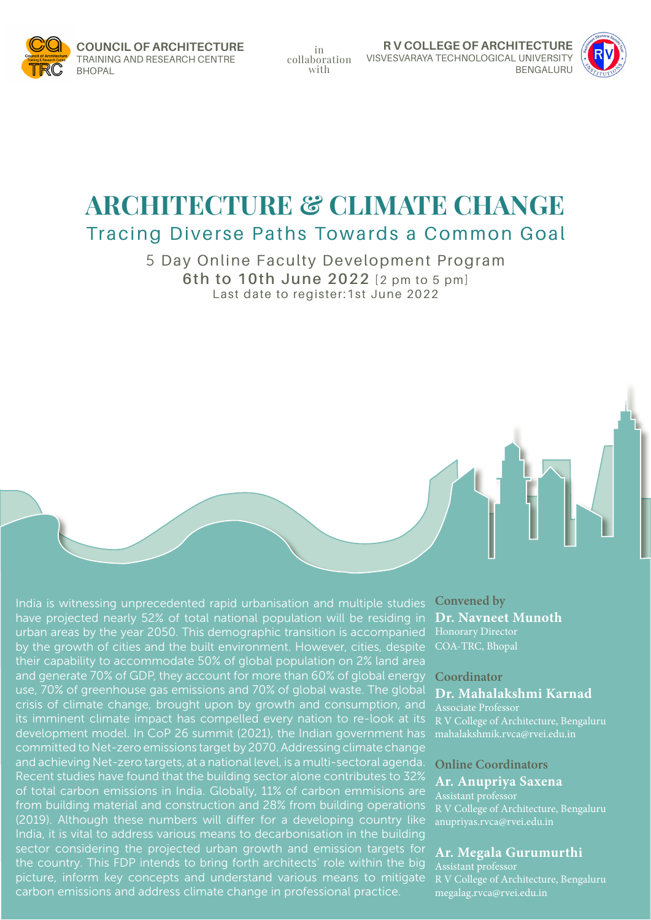**COUNCIL OF ARCHITECTURE**
TRAINING AND RESEARCH CENTRE
BHOPAL

in collaboration with

**R V COLLEGE OF ARCHITECTURE**
VISVESVARAYA TECHNOLOGICAL UNIVERSITY
BENGALURU

# ARCHITECTURE & CLIMATE CHANGE

## Tracing Diverse Paths Towards a Common Goal

5 Day Online Faculty Development Program

**6th to 10th June 2022** [2 pm to 5 pm]

Last date to register: 1st June 2022

India is witnessing unprecedented rapid urbanisation and multiple studies have projected nearly 52% of total national population will be residing in urban areas by the year 2050. This demographic transition is accompanied by the growth of cities and the built environment. However, cities, despite their capability to accommodate 50% of global population on 2% land area and generate 70% of GDP, they account for more than 60% of global energy use, 70% of greenhouse gas emissions and 70% of global waste. The global crisis of climate change, brought upon by growth and consumption, and its imminent climate impact has compelled every nation to re-look at its development model. In CoP 26 summit (2021), the Indian government has committed to Net-zero emissions target by 2070. Addressing climate change and achieving Net-zero targets, at a national level, is a multi-sectoral agenda. Recent studies have found that the building sector alone contributes to 32% of total carbon emissions in India. Globally, 11% of carbon emmisions are from building material and construction and 28% from building operations (2019). Although these numbers will differ for a developing country like India, it is vital to address various means to decarbonisation in the building sector considering the projected urban growth and emission targets for the country. This FDP intends to bring forth architects' role within the big picture, inform key concepts and understand various means to mitigate carbon emissions and address climate change in professional practice.

**Convened by**
**Dr. Navneet Munoth**
Honorary Director
COA-TRC, Bhopal

**Coordinator**
**Dr. Mahalakshmi Karnad**
Associate Professor
R V College of Architecture, Bengaluru
mahalakshmik.rvca@rvei.edu.in

**Online Coordinators**
**Ar. Anupriya Saxena**
Assistant professor
R V College of Architecture, Bengaluru
anupriyas.rvca@rvei.edu.in

**Ar. Megala Gurumurthi**
Assistant professor
R V College of Architecture, Bengaluru
megalag.rvca@rvei.edu.in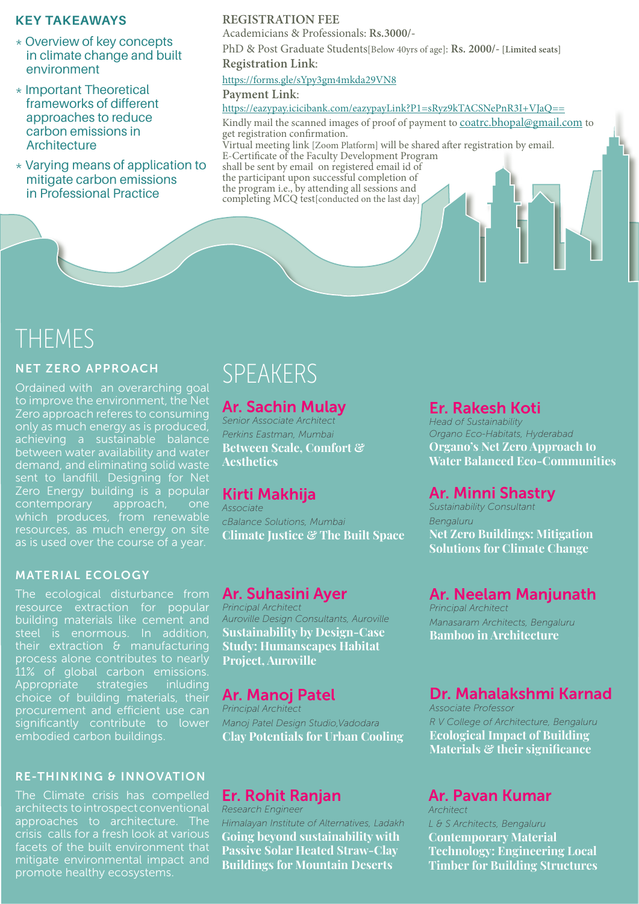## KEY TAKEAWAYS

* Overview of key concepts in climate change and built environment
* Important Theoretical frameworks of different approaches to reduce carbon emissions in Architecture
* Varying means of application to mitigate carbon emissions in Professional Practice

**REGISTRATION FEE**

Academicians & Professionals: **Rs.3000/-**

PhD & Post Graduate Students[Below 40yrs of age]: **Rs. 2000/-** **[Limited seats]**

**Registration Link:**

https://forms.gle/sYpy3gm4mkda29VN8

**Payment Link:**

https://eazypay.icicibank.com/eazypayLink?P1=sRyz9kTACSNePnR3I+VJaQ==

Kindly mail the scanned images of proof of payment to coatrc.bhopal@gmail.com to get registration confirmation.

Virtual meeting link [Zoom Platform] will be shared after registration by email.

E-Certificate of the Faculty Development Program shall be sent by email on registered email id of the participant upon successful completion of the program i.e., by attending all sessions and completing MCQ test[conducted on the last day]

# THEMES

### NET ZERO APPROACH

Ordained with an overarching goal to improve the environment, the Net Zero approach referes to consuming only as much energy as is produced, achieving a sustainable balance between water availability and water demand, and eliminating solid waste sent to landfill. Designing for Net Zero Energy building is a popular contemporary approach, one which produces, from renewable resources, as much energy on site as is used over the course of a year.

### MATERIAL ECOLOGY

The ecological disturbance from resource extraction for popular building materials like cement and steel is enormous. In addition, their extraction & manufacturing process alone contributes to nearly 11% of global carbon emissions. Appropriate strategies inluding choice of building materials, their procurement and efficient use can significantly contribute to lower embodied carbon buildings.

### RE-THINKING & INNOVATION

The Climate crisis has compelled architects to introspect conventional approaches to architecture. The crisis calls for a fresh look at various facets of the built environment that mitigate environmental impact and promote healthy ecosystems.

# SPEAKERS

### Ar. Sachin Mulay
*Senior Associate Architect*
*Perkins Eastman, Mumbai*
**Between Scale, Comfort & Aesthetics**

### Er. Rakesh Koti
*Head of Sustainability*
*Organo Eco-Habitats, Hyderabad*
**Organo's Net Zero Approach to Water Balanced Eco-Communities**

### Kirti Makhija
*Associate*
*cBalance Solutions, Mumbai*
**Climate Justice & The Built Space**

### Ar. Minni Shastry
*Sustainability Consultant*
*Bengaluru*
**Net Zero Buildings: Mitigation Solutions for Climate Change**

### Ar. Suhasini Ayer
*Principal Architect*
*Auroville Design Consultants, Auroville*
**Sustainability by Design-Case Study: Humanscapes Habitat Project, Auroville**

### Ar. Neelam Manjunath
*Principal Architect*
*Manasaram Architects, Bengaluru*
**Bamboo in Architecture**

### Ar. Manoj Patel
*Principal Architect*
*Manoj Patel Design Studio,Vadodara*
**Clay Potentials for Urban Cooling**

### Dr. Mahalakshmi Karnad
*Associate Professor*
*R V College of Architecture, Bengaluru*
**Ecological Impact of Building Materials & their significance**

### Er. Rohit Ranjan
*Research Engineer*
*Himalayan Institute of Alternatives, Ladakh*
**Going beyond sustainability with Passive Solar Heated Straw-Clay Buildings for Mountain Deserts**

### Ar. Pavan Kumar
*Architect*
*L & S Architects, Bengaluru*
**Contemporary Material Technology: Engineering Local Timber for Building Structures**